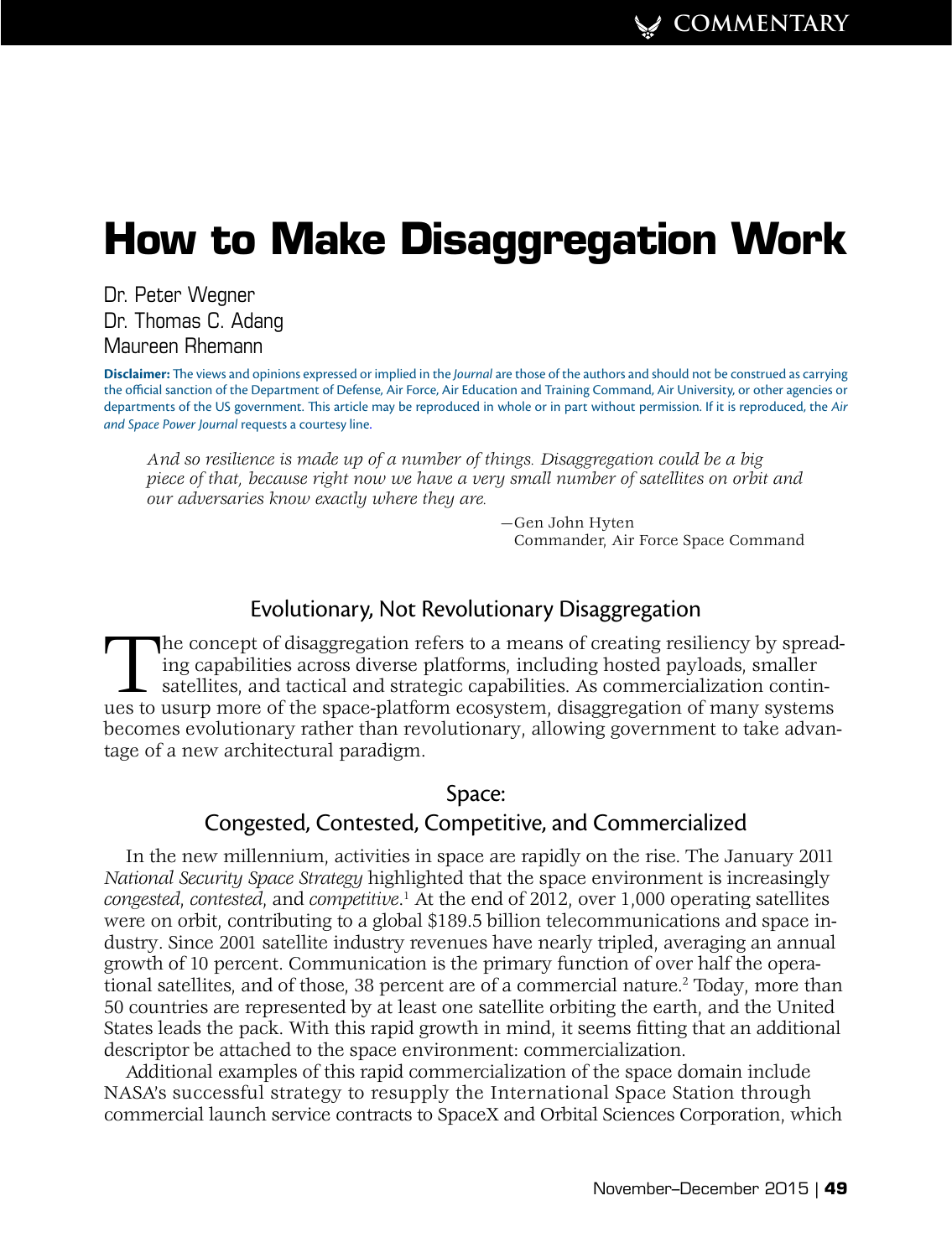# How to Make Disaggregation Work

Dr. Peter Wegner
Dr. Thomas C. Adang
Maureen Rhemann

**Disclaimer:** The views and opinions expressed or implied in the *Journal* are those of the authors and should not be construed as carrying the official sanction of the Department of Defense, Air Force, Air Education and Training Command, Air University, or other agencies or departments of the US government. This article may be reproduced in whole or in part without permission. If it is reproduced, the *Air and Space Power Journal* requests a courtesy line.

> *And so resilience is made up of a number of things. Disaggregation could be a big piece of that, because right now we have a very small number of satellites on orbit and our adversaries know exactly where they are.*
>
> —Gen John Hyten
> Commander, Air Force Space Command

## Evolutionary, Not Revolutionary Disaggregation

The concept of disaggregation refers to a means of creating resiliency by spreading capabilities across diverse platforms, including hosted payloads, smaller satellites, and tactical and strategic capabilities. As commercialization continues to usurp more of the space-platform ecosystem, disaggregation of many systems becomes evolutionary rather than revolutionary, allowing government to take advantage of a new architectural paradigm.

## Space: Congested, Contested, Competitive, and Commercialized

In the new millennium, activities in space are rapidly on the rise. The January 2011 *National Security Space Strategy* highlighted that the space environment is increasingly *congested*, *contested*, and *competitive*.[1] At the end of 2012, over 1,000 operating satellites were on orbit, contributing to a global $189.5 billion telecommunications and space industry. Since 2001 satellite industry revenues have nearly tripled, averaging an annual growth of 10 percent. Communication is the primary function of over half the operational satellites, and of those, 38 percent are of a commercial nature.[2] Today, more than 50 countries are represented by at least one satellite orbiting the earth, and the United States leads the pack. With this rapid growth in mind, it seems fitting that an additional descriptor be attached to the space environment: commercialization.

Additional examples of this rapid commercialization of the space domain include NASA's successful strategy to resupply the International Space Station through commercial launch service contracts to SpaceX and Orbital Sciences Corporation, which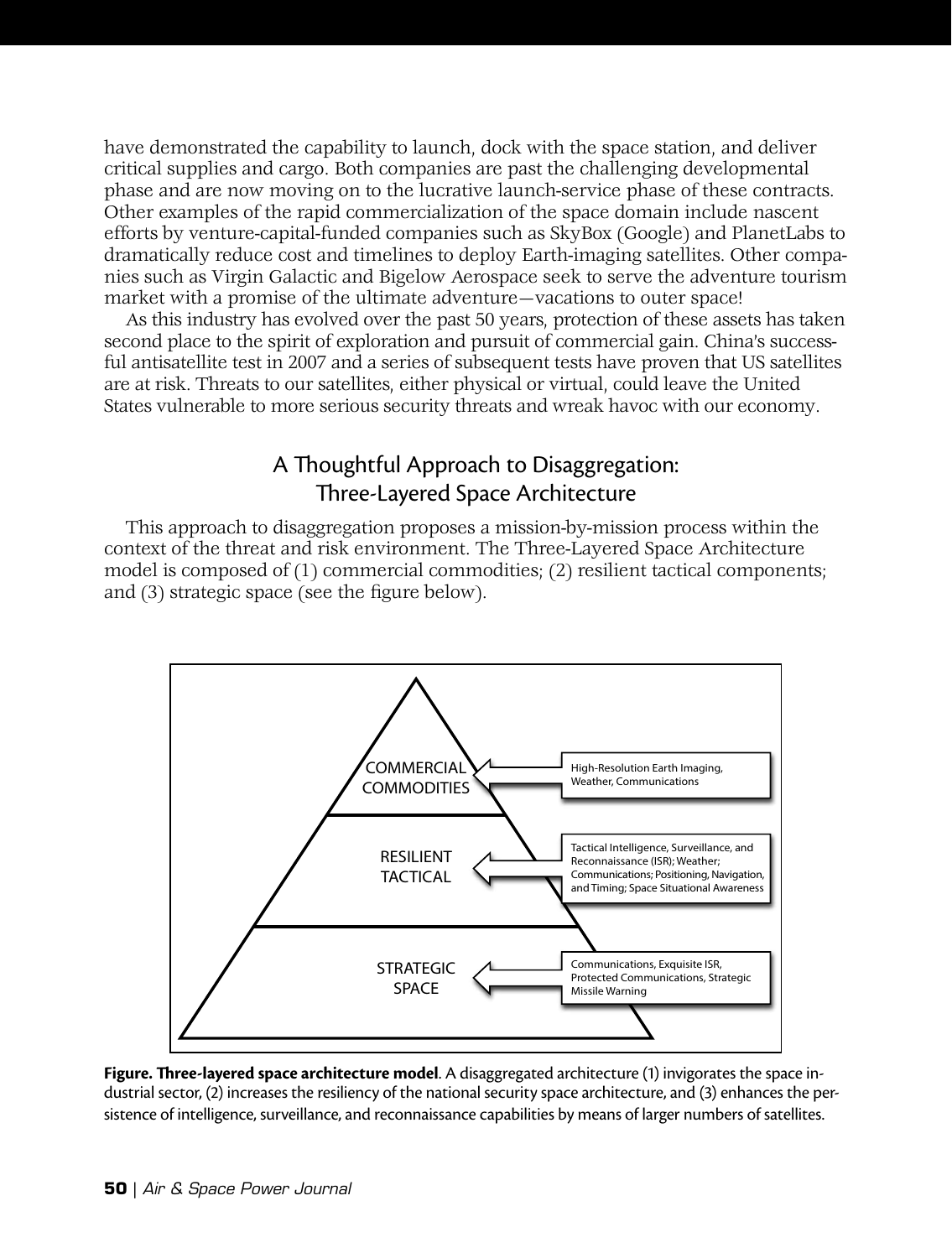have demonstrated the capability to launch, dock with the space station, and deliver critical supplies and cargo. Both companies are past the challenging developmental phase and are now moving on to the lucrative launch-service phase of these contracts. Other examples of the rapid commercialization of the space domain include nascent efforts by venture-capital-funded companies such as SkyBox (Google) and PlanetLabs to dramatically reduce cost and timelines to deploy Earth-imaging satellites. Other companies such as Virgin Galactic and Bigelow Aerospace seek to serve the adventure tourism market with a promise of the ultimate adventure—vacations to outer space!

As this industry has evolved over the past 50 years, protection of these assets has taken second place to the spirit of exploration and pursuit of commercial gain. China's successful antisatellite test in 2007 and a series of subsequent tests have proven that US satellites are at risk. Threats to our satellites, either physical or virtual, could leave the United States vulnerable to more serious security threats and wreak havoc with our economy.

## A Thoughtful Approach to Disaggregation: Three-Layered Space Architecture

This approach to disaggregation proposes a mission-by-mission process within the context of the threat and risk environment. The Three-Layered Space Architecture model is composed of (1) commercial commodities; (2) resilient tactical components; and (3) strategic space (see the figure below).

COMMERCIAL COMMODITIES — High-Resolution Earth Imaging, Weather, Communications

RESILIENT TACTICAL — Tactical Intelligence, Surveillance, and Reconnaissance (ISR); Weather; Communications; Positioning, Navigation, and Timing; Space Situational Awareness

STRATEGIC SPACE — Communications, Exquisite ISR, Protected Communications, Strategic Missile Warning

**Figure. Three-layered space architecture model**. A disaggregated architecture (1) invigorates the space industrial sector, (2) increases the resiliency of the national security space architecture, and (3) enhances the persistence of intelligence, surveillance, and reconnaissance capabilities by means of larger numbers of satellites.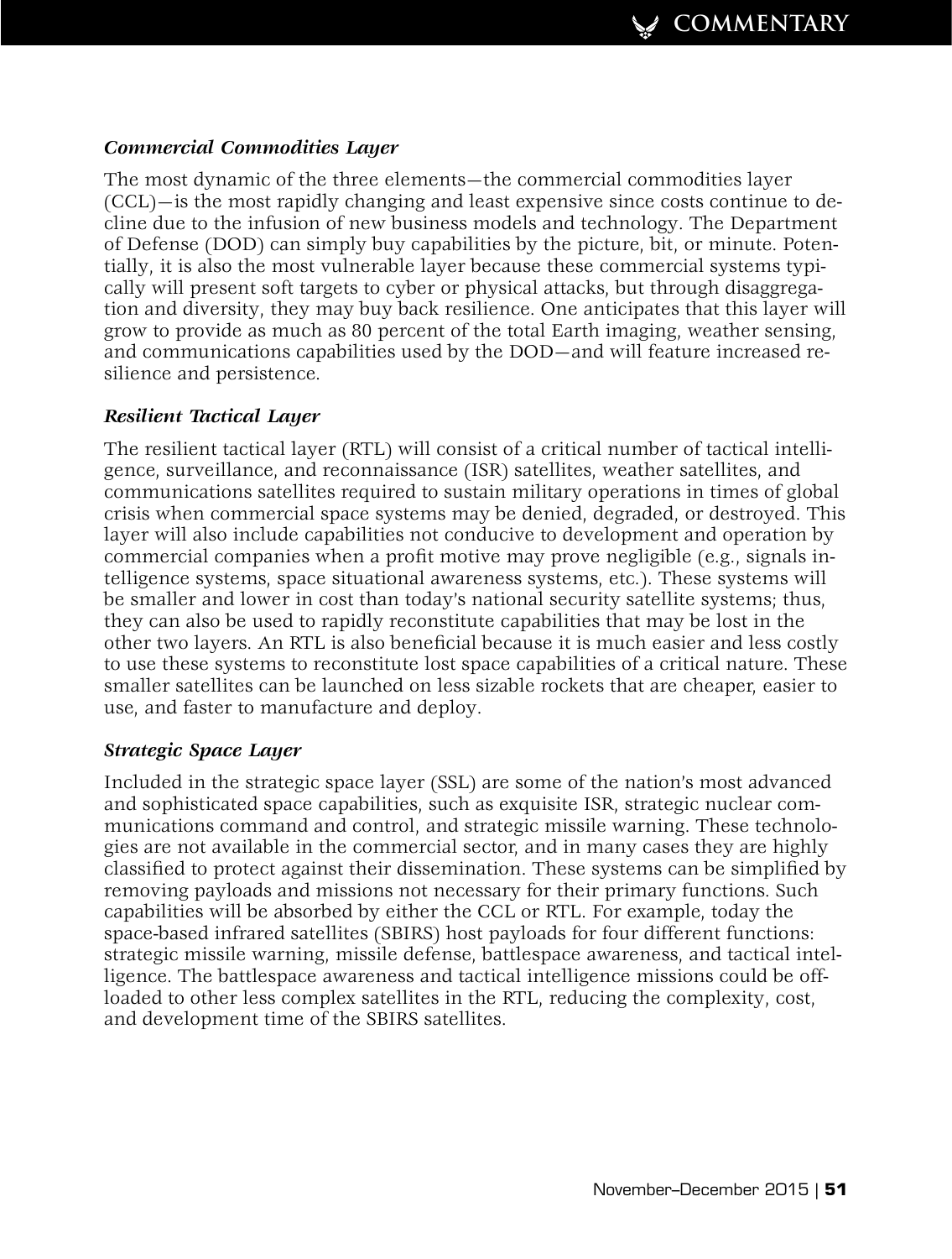### *Commercial Commodities Layer*

The most dynamic of the three elements—the commercial commodities layer (CCL)—is the most rapidly changing and least expensive since costs continue to decline due to the infusion of new business models and technology. The Department of Defense (DOD) can simply buy capabilities by the picture, bit, or minute. Potentially, it is also the most vulnerable layer because these commercial systems typically will present soft targets to cyber or physical attacks, but through disaggregation and diversity, they may buy back resilience. One anticipates that this layer will grow to provide as much as 80 percent of the total Earth imaging, weather sensing, and communications capabilities used by the DOD—and will feature increased resilience and persistence.

### *Resilient Tactical Layer*

The resilient tactical layer (RTL) will consist of a critical number of tactical intelligence, surveillance, and reconnaissance (ISR) satellites, weather satellites, and communications satellites required to sustain military operations in times of global crisis when commercial space systems may be denied, degraded, or destroyed. This layer will also include capabilities not conducive to development and operation by commercial companies when a profit motive may prove negligible (e.g., signals intelligence systems, space situational awareness systems, etc.). These systems will be smaller and lower in cost than today's national security satellite systems; thus, they can also be used to rapidly reconstitute capabilities that may be lost in the other two layers. An RTL is also beneficial because it is much easier and less costly to use these systems to reconstitute lost space capabilities of a critical nature. These smaller satellites can be launched on less sizable rockets that are cheaper, easier to use, and faster to manufacture and deploy.

### *Strategic Space Layer*

Included in the strategic space layer (SSL) are some of the nation's most advanced and sophisticated space capabilities, such as exquisite ISR, strategic nuclear communications command and control, and strategic missile warning. These technologies are not available in the commercial sector, and in many cases they are highly classified to protect against their dissemination. These systems can be simplified by removing payloads and missions not necessary for their primary functions. Such capabilities will be absorbed by either the CCL or RTL. For example, today the space-based infrared satellites (SBIRS) host payloads for four different functions: strategic missile warning, missile defense, battlespace awareness, and tactical intelligence. The battlespace awareness and tactical intelligence missions could be offloaded to other less complex satellites in the RTL, reducing the complexity, cost, and development time of the SBIRS satellites.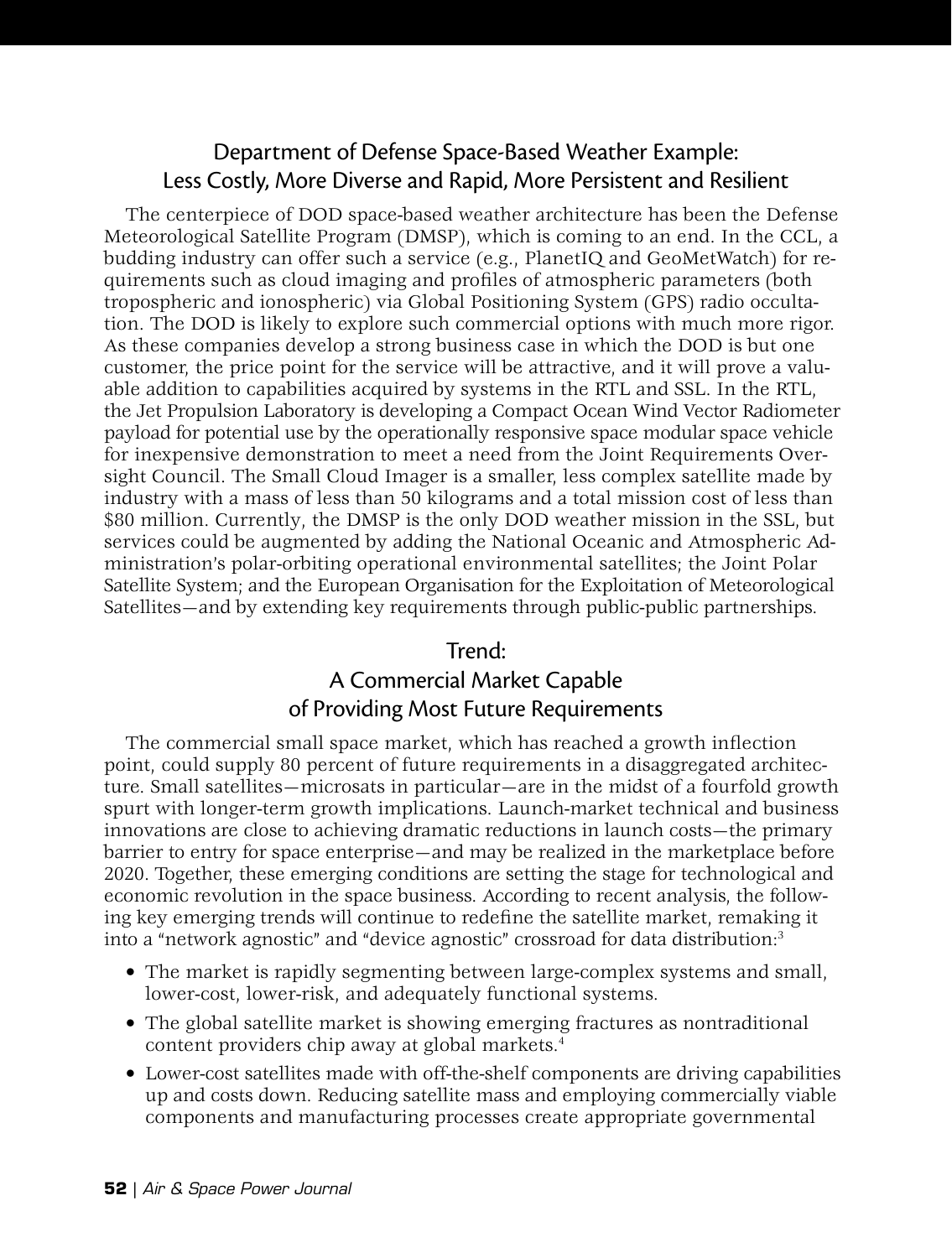## Department of Defense Space-Based Weather Example: Less Costly, More Diverse and Rapid, More Persistent and Resilient

The centerpiece of DOD space-based weather architecture has been the Defense Meteorological Satellite Program (DMSP), which is coming to an end. In the CCL, a budding industry can offer such a service (e.g., PlanetIQ and GeoMetWatch) for requirements such as cloud imaging and profiles of atmospheric parameters (both tropospheric and ionospheric) via Global Positioning System (GPS) radio occultation. The DOD is likely to explore such commercial options with much more rigor. As these companies develop a strong business case in which the DOD is but one customer, the price point for the service will be attractive, and it will prove a valuable addition to capabilities acquired by systems in the RTL and SSL. In the RTL, the Jet Propulsion Laboratory is developing a Compact Ocean Wind Vector Radiometer payload for potential use by the operationally responsive space modular space vehicle for inexpensive demonstration to meet a need from the Joint Requirements Oversight Council. The Small Cloud Imager is a smaller, less complex satellite made by industry with a mass of less than 50 kilograms and a total mission cost of less than $80 million. Currently, the DMSP is the only DOD weather mission in the SSL, but services could be augmented by adding the National Oceanic and Atmospheric Administration's polar-orbiting operational environmental satellites; the Joint Polar Satellite System; and the European Organisation for the Exploitation of Meteorological Satellites—and by extending key requirements through public-public partnerships.

## Trend: A Commercial Market Capable of Providing Most Future Requirements

The commercial small space market, which has reached a growth inflection point, could supply 80 percent of future requirements in a disaggregated architecture. Small satellites—microsats in particular—are in the midst of a fourfold growth spurt with longer-term growth implications. Launch-market technical and business innovations are close to achieving dramatic reductions in launch costs—the primary barrier to entry for space enterprise—and may be realized in the marketplace before 2020. Together, these emerging conditions are setting the stage for technological and economic revolution in the space business. According to recent analysis, the following key emerging trends will continue to redefine the satellite market, remaking it into a "network agnostic" and "device agnostic" crossroad for data distribution:[3]

- The market is rapidly segmenting between large-complex systems and small, lower-cost, lower-risk, and adequately functional systems.
- The global satellite market is showing emerging fractures as nontraditional content providers chip away at global markets.[4]
- Lower-cost satellites made with off-the-shelf components are driving capabilities up and costs down. Reducing satellite mass and employing commercially viable components and manufacturing processes create appropriate governmental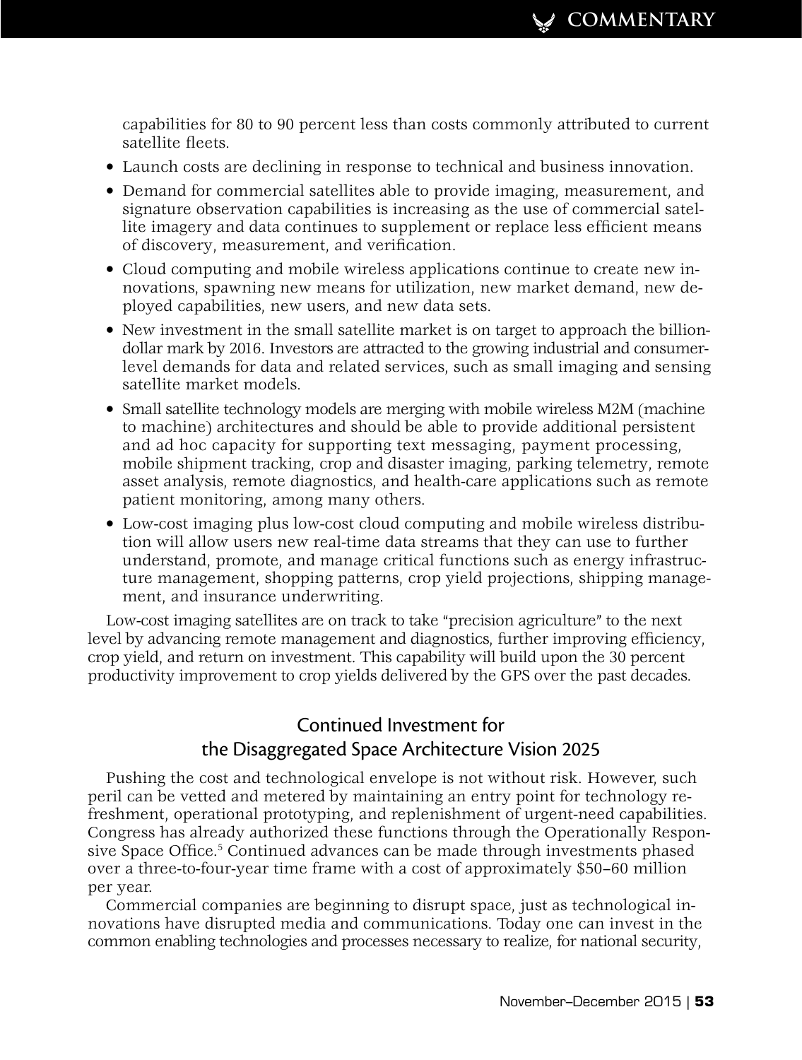capabilities for 80 to 90 percent less than costs commonly attributed to current satellite fleets.

- Launch costs are declining in response to technical and business innovation.
- Demand for commercial satellites able to provide imaging, measurement, and signature observation capabilities is increasing as the use of commercial satellite imagery and data continues to supplement or replace less efficient means of discovery, measurement, and verification.
- Cloud computing and mobile wireless applications continue to create new innovations, spawning new means for utilization, new market demand, new deployed capabilities, new users, and new data sets.
- New investment in the small satellite market is on target to approach the billion-dollar mark by 2016. Investors are attracted to the growing industrial and consumer-level demands for data and related services, such as small imaging and sensing satellite market models.
- Small satellite technology models are merging with mobile wireless M2M (machine to machine) architectures and should be able to provide additional persistent and ad hoc capacity for supporting text messaging, payment processing, mobile shipment tracking, crop and disaster imaging, parking telemetry, remote asset analysis, remote diagnostics, and health-care applications such as remote patient monitoring, among many others.
- Low-cost imaging plus low-cost cloud computing and mobile wireless distribution will allow users new real-time data streams that they can use to further understand, promote, and manage critical functions such as energy infrastructure management, shopping patterns, crop yield projections, shipping management, and insurance underwriting.

Low-cost imaging satellites are on track to take "precision agriculture" to the next level by advancing remote management and diagnostics, further improving efficiency, crop yield, and return on investment. This capability will build upon the 30 percent productivity improvement to crop yields delivered by the GPS over the past decades.

## Continued Investment for the Disaggregated Space Architecture Vision 2025

Pushing the cost and technological envelope is not without risk. However, such peril can be vetted and metered by maintaining an entry point for technology refreshment, operational prototyping, and replenishment of urgent-need capabilities. Congress has already authorized these functions through the Operationally Responsive Space Office.[5] Continued advances can be made through investments phased over a three-to-four-year time frame with a cost of approximately $50–60 million per year.

Commercial companies are beginning to disrupt space, just as technological innovations have disrupted media and communications. Today one can invest in the common enabling technologies and processes necessary to realize, for national security,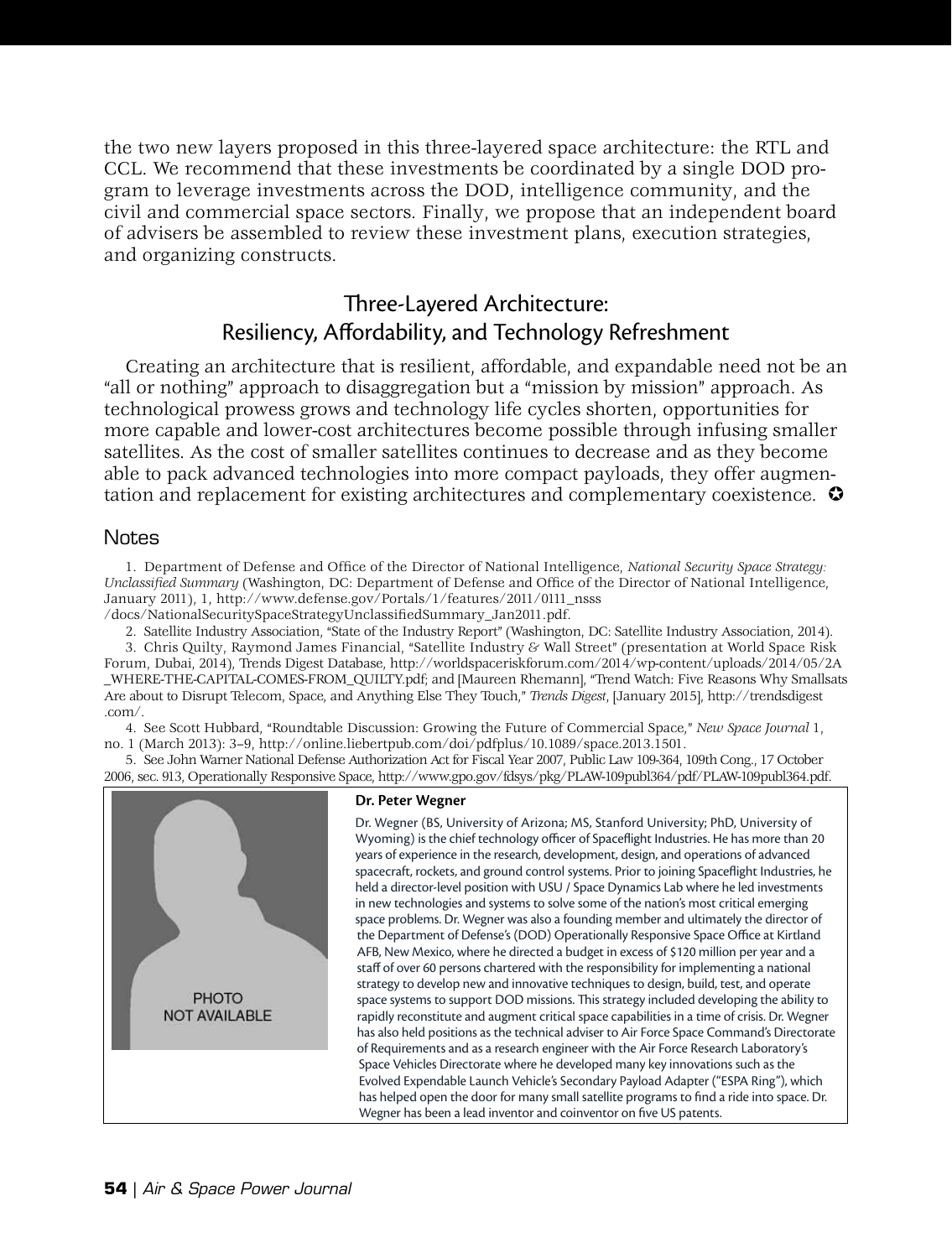the two new layers proposed in this three-layered space architecture: the RTL and CCL. We recommend that these investments be coordinated by a single DOD program to leverage investments across the DOD, intelligence community, and the civil and commercial space sectors. Finally, we propose that an independent board of advisers be assembled to review these investment plans, execution strategies, and organizing constructs.

## Three-Layered Architecture: Resiliency, Affordability, and Technology Refreshment

Creating an architecture that is resilient, affordable, and expandable need not be an "all or nothing" approach to disaggregation but a "mission by mission" approach. As technological prowess grows and technology life cycles shorten, opportunities for more capable and lower-cost architectures become possible through infusing smaller satellites. As the cost of smaller satellites continues to decrease and as they become able to pack advanced technologies into more compact payloads, they offer augmentation and replacement for existing architectures and complementary coexistence. ✪

### Notes

1. Department of Defense and Office of the Director of National Intelligence, *National Security Space Strategy: Unclassified Summary* (Washington, DC: Department of Defense and Office of the Director of National Intelligence, January 2011), 1, http://www.defense.gov/Portals/1/features/2011/0111_nsss/docs/NationalSecuritySpaceStrategyUnclassifiedSummary_Jan2011.pdf.

2. Satellite Industry Association, "State of the Industry Report" (Washington, DC: Satellite Industry Association, 2014).

3. Chris Quilty, Raymond James Financial, "Satellite Industry & Wall Street" (presentation at World Space Risk Forum, Dubai, 2014), Trends Digest Database, http://worldspaceriskforum.com/2014/wp-content/uploads/2014/05/2A_WHERE-THE-CAPITAL-COMES-FROM_QUILTY.pdf; and [Maureen Rhemann], "Trend Watch: Five Reasons Why Smallsats Are about to Disrupt Telecom, Space, and Anything Else They Touch," *Trends Digest*, [January 2015], http://trendsdigest.com/.

4. See Scott Hubbard, "Roundtable Discussion: Growing the Future of Commercial Space," *New Space Journal* 1, no. 1 (March 2013): 3–9, http://online.liebertpub.com/doi/pdfplus/10.1089/space.2013.1501.

5. See John Warner National Defense Authorization Act for Fiscal Year 2007, Public Law 109-364, 109th Cong., 17 October 2006, sec. 913, Operationally Responsive Space, http://www.gpo.gov/fdsys/pkg/PLAW-109publ364/pdf/PLAW-109publ364.pdf.

PHOTO NOT AVAILABLE

**Dr. Peter Wegner**

Dr. Wegner (BS, University of Arizona; MS, Stanford University; PhD, University of Wyoming) is the chief technology officer of Spaceflight Industries. He has more than 20 years of experience in the research, development, design, and operations of advanced spacecraft, rockets, and ground control systems. Prior to joining Spaceflight Industries, he held a director-level position with USU / Space Dynamics Lab where he led investments in new technologies and systems to solve some of the nation's most critical emerging space problems. Dr. Wegner was also a founding member and ultimately the director of the Department of Defense's (DOD) Operationally Responsive Space Office at Kirtland AFB, New Mexico, where he directed a budget in excess of $120 million per year and a staff of over 60 persons chartered with the responsibility for implementing a national strategy to develop new and innovative techniques to design, build, test, and operate space systems to support DOD missions. This strategy included developing the ability to rapidly reconstitute and augment critical space capabilities in a time of crisis. Dr. Wegner has also held positions as the technical adviser to Air Force Space Command's Directorate of Requirements and as a research engineer with the Air Force Research Laboratory's Space Vehicles Directorate where he developed many key innovations such as the Evolved Expendable Launch Vehicle's Secondary Payload Adapter ("ESPA Ring"), which has helped open the door for many small satellite programs to find a ride into space. Dr. Wegner has been a lead inventor and coinventor on five US patents.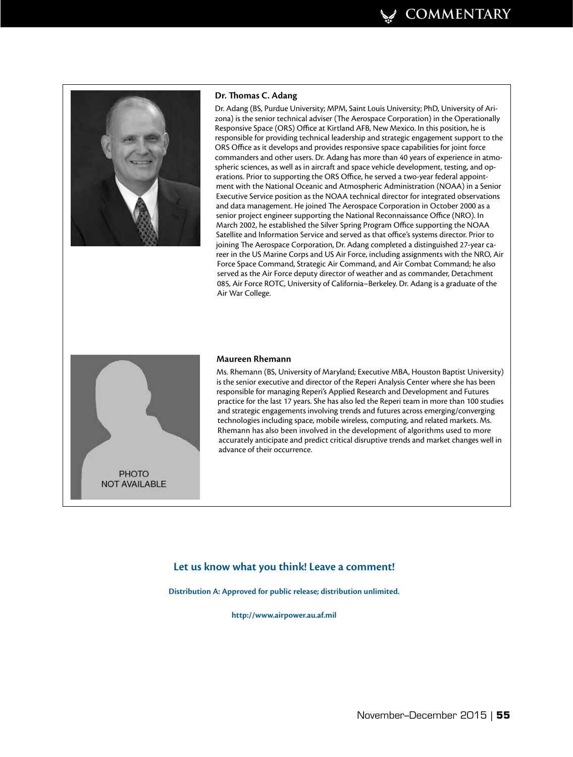**Dr. Thomas C. Adang**

Dr. Adang (BS, Purdue University; MPM, Saint Louis University; PhD, University of Arizona) is the senior technical adviser (The Aerospace Corporation) in the Operationally Responsive Space (ORS) Office at Kirtland AFB, New Mexico. In this position, he is responsible for providing technical leadership and strategic engagement support to the ORS Office as it develops and provides responsive space capabilities for joint force commanders and other users. Dr. Adang has more than 40 years of experience in atmospheric sciences, as well as in aircraft and space vehicle development, testing, and operations. Prior to supporting the ORS Office, he served a two-year federal appointment with the National Oceanic and Atmospheric Administration (NOAA) in a Senior Executive Service position as the NOAA technical director for integrated observations and data management. He joined The Aerospace Corporation in October 2000 as a senior project engineer supporting the National Reconnaissance Office (NRO). In March 2002, he established the Silver Spring Program Office supporting the NOAA Satellite and Information Service and served as that office's systems director. Prior to joining The Aerospace Corporation, Dr. Adang completed a distinguished 27-year career in the US Marine Corps and US Air Force, including assignments with the NRO, Air Force Space Command, Strategic Air Command, and Air Combat Command; he also served as the Air Force deputy director of weather and as commander, Detachment 085, Air Force ROTC, University of California–Berkeley. Dr. Adang is a graduate of the Air War College.

PHOTO NOT AVAILABLE

**Maureen Rhemann**

Ms. Rhemann (BS, University of Maryland; Executive MBA, Houston Baptist University) is the senior executive and director of the Reperi Analysis Center where she has been responsible for managing Reperi's Applied Research and Development and Futures practice for the last 17 years. She has also led the Reperi team in more than 100 studies and strategic engagements involving trends and futures across emerging/converging technologies including space, mobile wireless, computing, and related markets. Ms. Rhemann has also been involved in the development of algorithms used to more accurately anticipate and predict critical disruptive trends and market changes well in advance of their occurrence.

**Let us know what you think! Leave a comment!**

**Distribution A: Approved for public release; distribution unlimited.**

**http://www.airpower.au.af.mil**